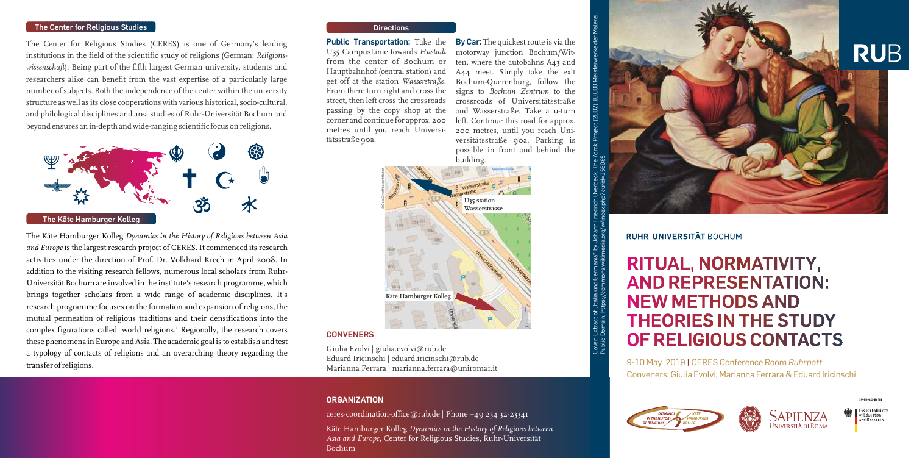## The Center for Religious Studies

The Center for Religious Studies (CERES) is one of Germany's leading institutions in the field of the scientific study of religions (German: *Religionswissenschaft*). Being part of the fifth largest German university, students and researchers alike can benefit from the vast expertise of a particularly large number of subjects. Both the independence of the center within the university structure as well as its close cooperations with various historical, socio-cultural, and philological disciplines and area studies of Ruhr-Universität Bochum and beyond ensures an in-depth and wide-ranging scientific focus on religions.

## The Käte Hamburger Kolleg

The Käte Hamburger Kolleg *Dynamics in the History of Religions between Asia and Europe* is the largest research project of CERES. It commenced its research activities under the direction of Prof. Dr. Volkhard Krech in April 2008. In addition to the visiting research fellows, numerous local scholars from Ruhr-Universität Bochum are involved in the institute's research programme, which brings together scholars from a wide range of academic disciplines. It's research programme focuses on the formation and expansion of religions, the mutual permeation of religious traditions and their densifications into the complex figurations called 'world religions.' Regionally, the research covers these phenomena in Europe and Asia. The academic goal is to establish and test a typology of contacts of religions and an overarching theory regarding the transfer of religions.

## Directions

**Public Transportation:** Take the U35 CampusLinie towards *Hustadt* from the center of Bochum or Hauptbahnhof (central station) and get off at the station *Wasserstraße*. From there turn right and cross the street, then left cross the crossroads passing by the copy shop at the corner and continue for approx. 200 metres until you reach Universitätsstraße 90a.

**By Car:** The quickest route is via the motorway junction Bochum/Witten, where the autobahns A43 and A44 meet. Simply take the exit Bochum-Querenburg, follow the signs to *Bochum Zentrum* to the crossroads of Universitätsstraße and Wasserstraße. Take a u-turn left. Continue this road for approx. 200 metres, until you reach Universitätsstraße 90a. Parking is possible in front and behind the building.

U35 station Wasserstrasse

Käte Hamburger Kolleg

## CONVENERS

Giulia Evolvi | giulia.evolvi@rub.de
Eduard Iricinschi | eduard.iricinschi@rub.de
Marianna Ferrara | marianna.ferrara@uniroma1.it

## ORGANIZATION

ceres-coordination-office@rub.de | Phone +49 234 32-23341

Käte Hamburger Kolleg *Dynamics in the History of Religions between Asia and Europe*, Center for Religious Studies, Ruhr-Universität Bochum

Cover: Extract of „Italia und Germania" by Johann Friedrich Overbeck. The Yorck Project (2002) 10.000 Meisterwerke der Malerei, Public Domain, https://commons.wikimedia.org/w/index.php?curid=156085

RUB

RUHR-UNIVERSITÄT BOCHUM

# RITUAL, NORMATIVITY, AND REPRESENTATION: NEW METHODS AND THEORIES IN THE STUDY OF RELIGIOUS CONTACTS

9-10 May 2019 | CERES Conference Room *Ruhrpott*
Conveners: Giulia Evolvi, Marianna Ferrara & Eduard Iricinschi

Dynamics in the History of Religions – Käte Hamburger Kolleg

Sapienza Università di Roma

Sponsored by the Federal Ministry of Education and Research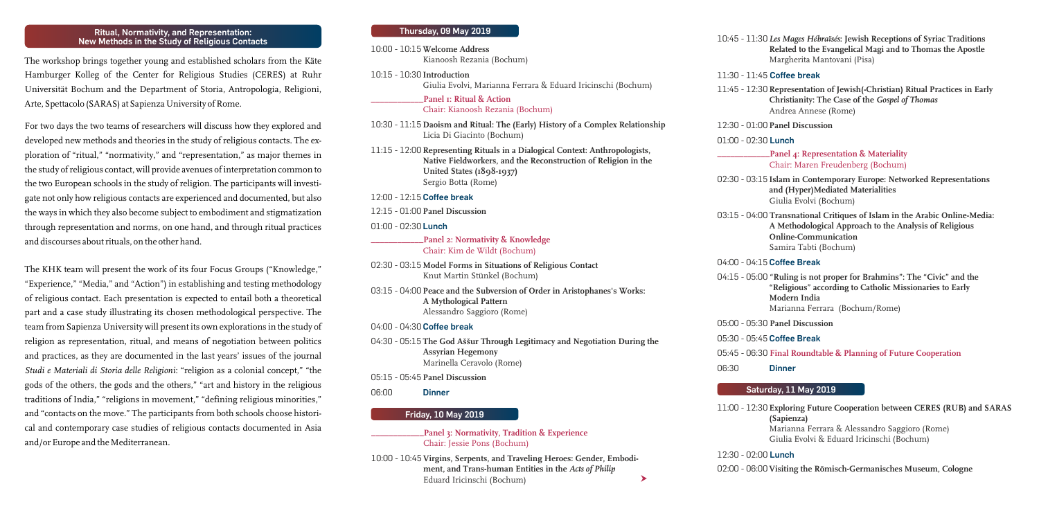## Ritual, Normativity, and Representation: New Methods in the Study of Religious Contacts

The workshop brings together young and established scholars from the Käte Hamburger Kolleg of the Center for Religious Studies (CERES) at Ruhr Universität Bochum and the Department of Storia, Antropologia, Religioni, Arte, Spettacolo (SARAS) at Sapienza University of Rome.

For two days the two teams of researchers will discuss how they explored and developed new methods and theories in the study of religious contacts. The exploration of "ritual," "normativity," and "representation," as major themes in the study of religious contact, will provide avenues of interpretation common to the two European schools in the study of religion. The participants will investigate not only how religious contacts are experienced and documented, but also the ways in which they also become subject to embodiment and stigmatization through representation and norms, on one hand, and through ritual practices and discourses about rituals, on the other hand.

The KHK team will present the work of its four Focus Groups ("Knowledge," "Experience," "Media," and "Action") in establishing and testing methodology of religious contact. Each presentation is expected to entail both a theoretical part and a case study illustrating its chosen methodological perspective. The team from Sapienza University will present its own explorations in the study of religion as representation, ritual, and means of negotiation between politics and practices, as they are documented in the last years' issues of the journal *Studi e Materiali di Storia delle Religioni*: "religion as a colonial concept," "the gods of the others, the gods and the others," "art and history in the religious traditions of India," "religions in movement," "defining religious minorities," and "contacts on the move." The participants from both schools choose historical and contemporary case studies of religious contacts documented in Asia and/or Europe and the Mediterranean.

## Thursday, 09 May 2019

10:00 - 10:15 **Welcome Address**
Kianoosh Rezania (Bochum)

10:15 - 10:30 **Introduction**
Giulia Evolvi, Marianna Ferrara & Eduard Iricinschi (Bochum)

**Panel 1: Ritual & Action**
Chair: Kianoosh Rezania (Bochum)

10:30 - 11:15 **Daoism and Ritual: The (Early) History of a Complex Relationship**
Licia Di Giacinto (Bochum)

11:15 - 12:00 **Representing Rituals in a Dialogical Context: Anthropologists, Native Fieldworkers, and the Reconstruction of Religion in the United States (1898-1937)**
Sergio Botta (Rome)

12:00 - 12:15 **Coffee break**

12:15 - 01:00 **Panel Discussion**

01:00 - 02:30 **Lunch**

**Panel 2: Normativity & Knowledge**
Chair: Kim de Wildt (Bochum)

02:30 - 03:15 **Model Forms in Situations of Religious Contact**
Knut Martin Stünkel (Bochum)

03:15 - 04:00 **Peace and the Subversion of Order in Aristophanes's Works: A Mythological Pattern**
Alessandro Saggioro (Rome)

04:00 - 04:30 **Coffee break**

04:30 - 05:15 **The God Aššur Through Legitimacy and Negotiation During the Assyrian Hegemony**
Marinella Ceravolo (Rome)

05:15 - 05:45 **Panel Discussion**

06:00 **Dinner**

## Friday, 10 May 2019

**Panel 3: Normativity, Tradition & Experience**
Chair: Jessie Pons (Bochum)

10:00 - 10:45 **Virgins, Serpents, and Traveling Heroes: Gender, Embodiment, and Trans-human Entities in the *Acts of Philip***
Eduard Iricinschi (Bochum)

10:45 - 11:30 ***Les Mages Hébraïsés*: Jewish Receptions of Syriac Traditions Related to the Evangelical Magi and to Thomas the Apostle**
Margherita Mantovani (Pisa)

11:30 - 11:45 **Coffee break**

11:45 - 12:30 **Representation of Jewish(-Christian) Ritual Practices in Early Christianity: The Case of the *Gospel of Thomas***
Andrea Annese (Rome)

12:30 - 01:00 **Panel Discussion**

01:00 - 02:30 **Lunch**

**Panel 4: Representation & Materiality**
Chair: Maren Freudenberg (Bochum)

02:30 - 03:15 **Islam in Contemporary Europe: Networked Representations and (Hyper)Mediated Materialities**
Giulia Evolvi (Bochum)

03:15 - 04:00 **Transnational Critiques of Islam in the Arabic Online-Media: A Methodological Approach to the Analysis of Religious Online-Communication**
Samira Tabti (Bochum)

04:00 - 04:15 **Coffee Break**

04:15 - 05:00 **"Ruling is not proper for Brahmins": The "Civic" and the "Religious" according to Catholic Missionaries to Early Modern India**
Marianna Ferrara (Bochum/Rome)

05:00 - 05:30 **Panel Discussion**

05:30 - 05:45 **Coffee Break**

05:45 - 06:30 **Final Roundtable & Planning of Future Cooperation**

06:30 **Dinner**

## Saturday, 11 May 2019

11:00 - 12:30 **Exploring Future Cooperation between CERES (RUB) and SARAS (Sapienza)**
Marianna Ferrara & Alessandro Saggioro (Rome)
Giulia Evolvi & Eduard Iricinschi (Bochum)

12:30 - 02:00 **Lunch**

02:00 - 06:00 **Visiting the Römisch-Germanisches Museum, Cologne**